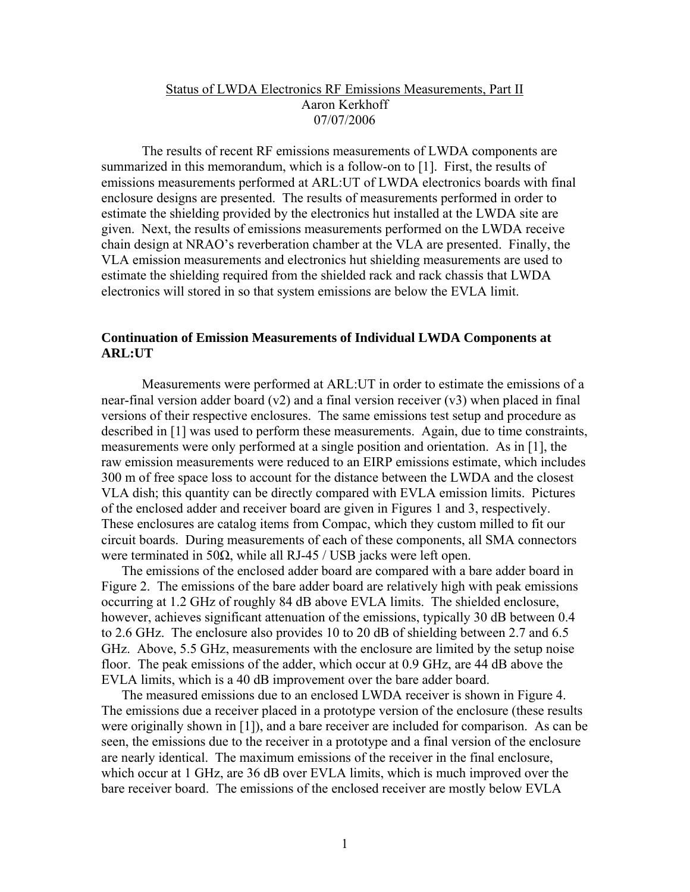Status of LWDA Electronics RF Emissions Measurements, Part II
Aaron Kerkhoff
07/07/2006

The results of recent RF emissions measurements of LWDA components are summarized in this memorandum, which is a follow-on to [1]. First, the results of emissions measurements performed at ARL:UT of LWDA electronics boards with final enclosure designs are presented. The results of measurements performed in order to estimate the shielding provided by the electronics hut installed at the LWDA site are given. Next, the results of emissions measurements performed on the LWDA receive chain design at NRAO's reverberation chamber at the VLA are presented. Finally, the VLA emission measurements and electronics hut shielding measurements are used to estimate the shielding required from the shielded rack and rack chassis that LWDA electronics will stored in so that system emissions are below the EVLA limit.

## Continuation of Emission Measurements of Individual LWDA Components at ARL:UT

Measurements were performed at ARL:UT in order to estimate the emissions of a near-final version adder board (v2) and a final version receiver (v3) when placed in final versions of their respective enclosures. The same emissions test setup and procedure as described in [1] was used to perform these measurements. Again, due to time constraints, measurements were only performed at a single position and orientation. As in [1], the raw emission measurements were reduced to an EIRP emissions estimate, which includes 300 m of free space loss to account for the distance between the LWDA and the closest VLA dish; this quantity can be directly compared with EVLA emission limits. Pictures of the enclosed adder and receiver board are given in Figures 1 and 3, respectively. These enclosures are catalog items from Compac, which they custom milled to fit our circuit boards. During measurements of each of these components, all SMA connectors were terminated in 50Ω, while all RJ-45 / USB jacks were left open.

The emissions of the enclosed adder board are compared with a bare adder board in Figure 2. The emissions of the bare adder board are relatively high with peak emissions occurring at 1.2 GHz of roughly 84 dB above EVLA limits. The shielded enclosure, however, achieves significant attenuation of the emissions, typically 30 dB between 0.4 to 2.6 GHz. The enclosure also provides 10 to 20 dB of shielding between 2.7 and 6.5 GHz. Above, 5.5 GHz, measurements with the enclosure are limited by the setup noise floor. The peak emissions of the adder, which occur at 0.9 GHz, are 44 dB above the EVLA limits, which is a 40 dB improvement over the bare adder board.

The measured emissions due to an enclosed LWDA receiver is shown in Figure 4. The emissions due a receiver placed in a prototype version of the enclosure (these results were originally shown in [1]), and a bare receiver are included for comparison. As can be seen, the emissions due to the receiver in a prototype and a final version of the enclosure are nearly identical. The maximum emissions of the receiver in the final enclosure, which occur at 1 GHz, are 36 dB over EVLA limits, which is much improved over the bare receiver board. The emissions of the enclosed receiver are mostly below EVLA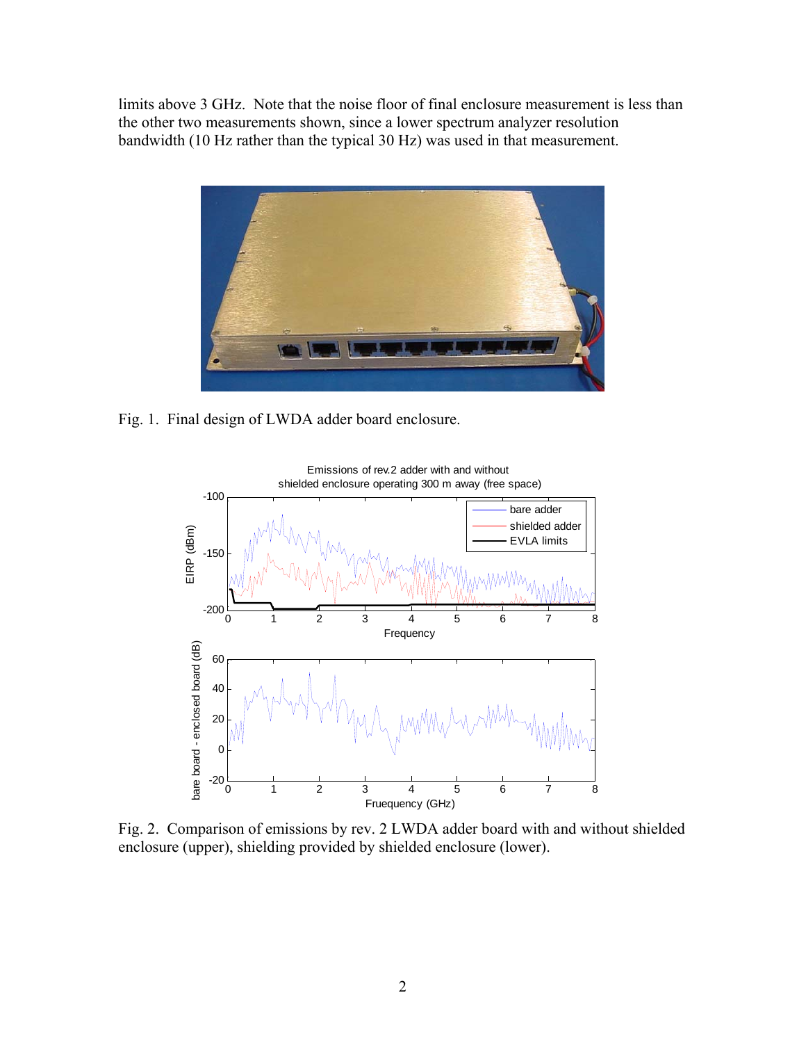limits above 3 GHz. Note that the noise floor of final enclosure measurement is less than the other two measurements shown, since a lower spectrum analyzer resolution bandwidth (10 Hz rather than the typical 30 Hz) was used in that measurement.

Fig. 1. Final design of LWDA adder board enclosure.

Fig. 2. Comparison of emissions by rev. 2 LWDA adder board with and without shielded enclosure (upper), shielding provided by shielded enclosure (lower).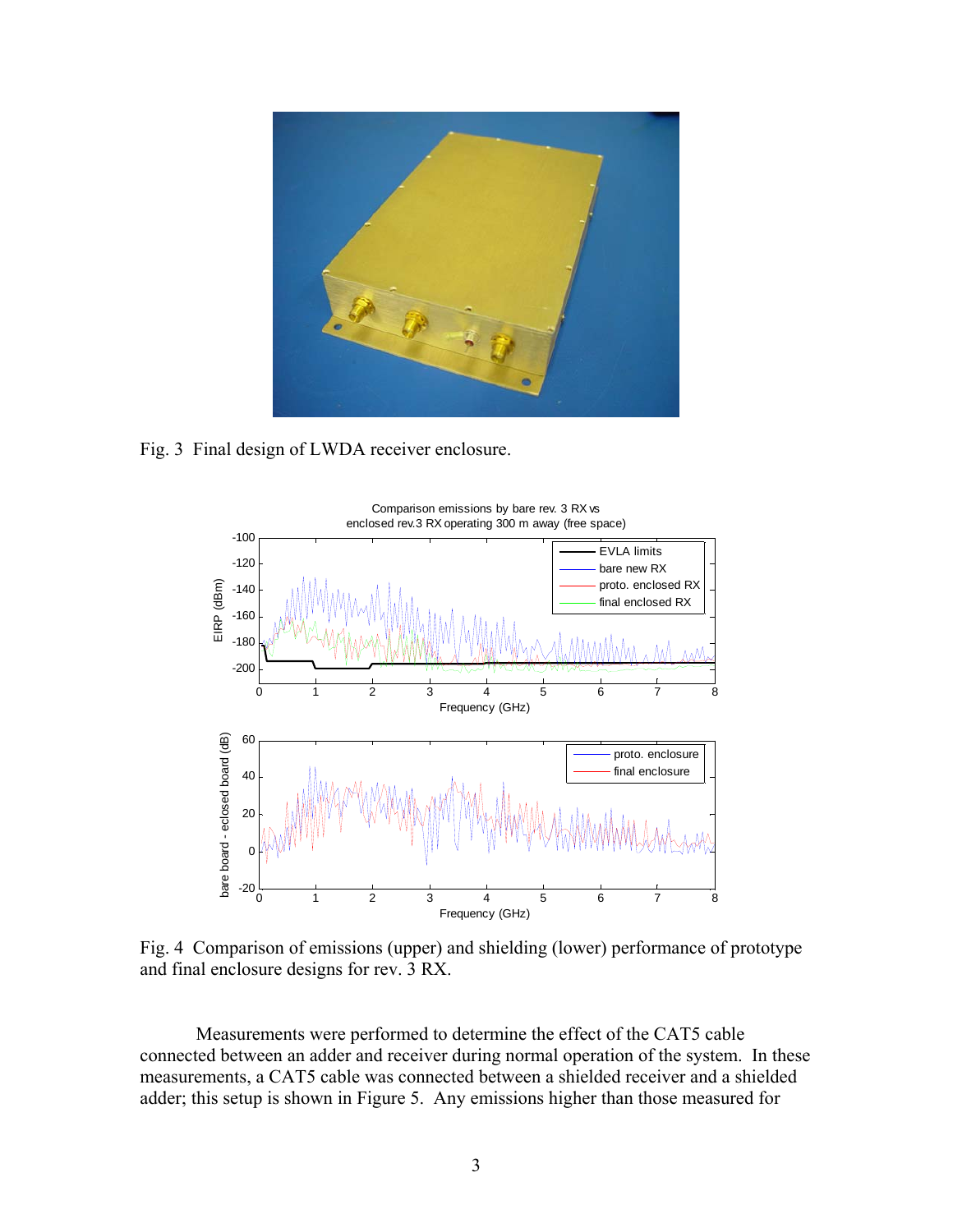Fig. 3 Final design of LWDA receiver enclosure.

Fig. 4 Comparison of emissions (upper) and shielding (lower) performance of prototype and final enclosure designs for rev. 3 RX.

Measurements were performed to determine the effect of the CAT5 cable connected between an adder and receiver during normal operation of the system. In these measurements, a CAT5 cable was connected between a shielded receiver and a shielded adder; this setup is shown in Figure 5. Any emissions higher than those measured for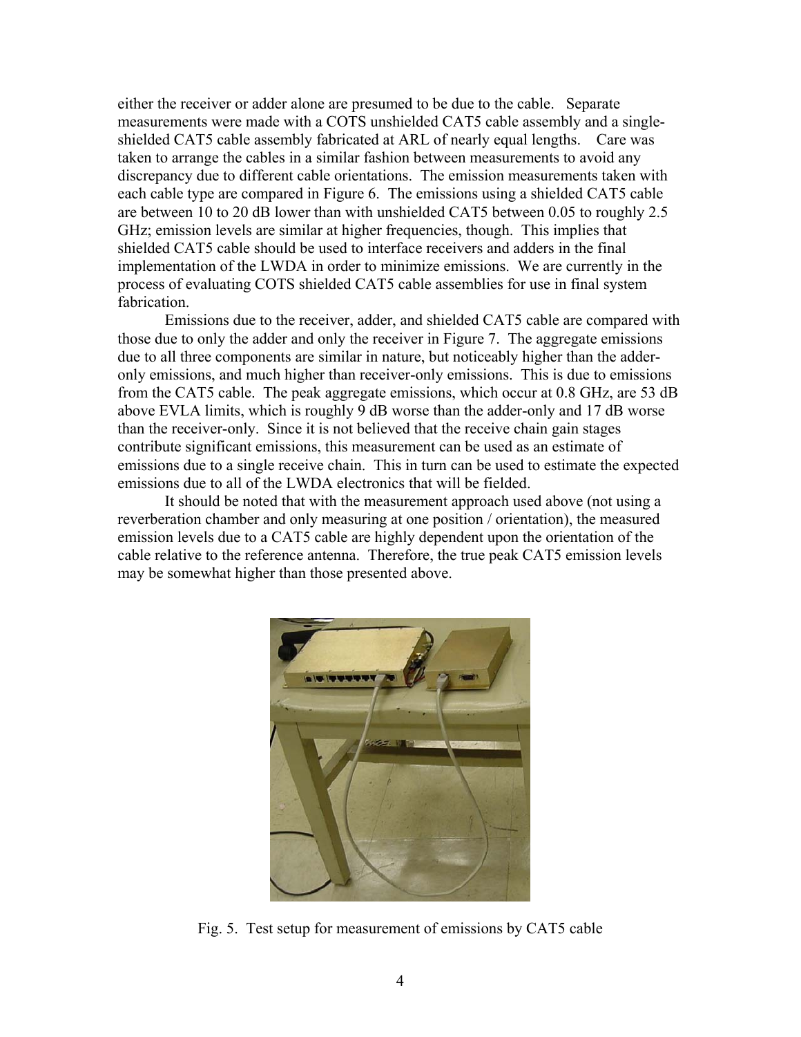either the receiver or adder alone are presumed to be due to the cable. Separate measurements were made with a COTS unshielded CAT5 cable assembly and a single-shielded CAT5 cable assembly fabricated at ARL of nearly equal lengths. Care was taken to arrange the cables in a similar fashion between measurements to avoid any discrepancy due to different cable orientations. The emission measurements taken with each cable type are compared in Figure 6. The emissions using a shielded CAT5 cable are between 10 to 20 dB lower than with unshielded CAT5 between 0.05 to roughly 2.5 GHz; emission levels are similar at higher frequencies, though. This implies that shielded CAT5 cable should be used to interface receivers and adders in the final implementation of the LWDA in order to minimize emissions. We are currently in the process of evaluating COTS shielded CAT5 cable assemblies for use in final system fabrication.

Emissions due to the receiver, adder, and shielded CAT5 cable are compared with those due to only the adder and only the receiver in Figure 7. The aggregate emissions due to all three components are similar in nature, but noticeably higher than the adder-only emissions, and much higher than receiver-only emissions. This is due to emissions from the CAT5 cable. The peak aggregate emissions, which occur at 0.8 GHz, are 53 dB above EVLA limits, which is roughly 9 dB worse than the adder-only and 17 dB worse than the receiver-only. Since it is not believed that the receive chain gain stages contribute significant emissions, this measurement can be used as an estimate of emissions due to a single receive chain. This in turn can be used to estimate the expected emissions due to all of the LWDA electronics that will be fielded.

It should be noted that with the measurement approach used above (not using a reverberation chamber and only measuring at one position / orientation), the measured emission levels due to a CAT5 cable are highly dependent upon the orientation of the cable relative to the reference antenna. Therefore, the true peak CAT5 emission levels may be somewhat higher than those presented above.

Fig. 5. Test setup for measurement of emissions by CAT5 cable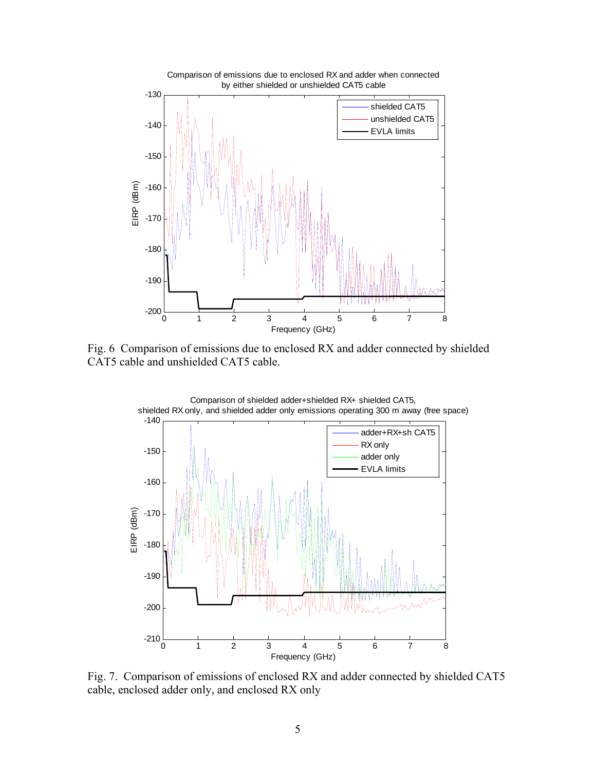Fig. 6 Comparison of emissions due to enclosed RX and adder connected by shielded CAT5 cable and unshielded CAT5 cable.

Fig. 7. Comparison of emissions of enclosed RX and adder connected by shielded CAT5 cable, enclosed adder only, and enclosed RX only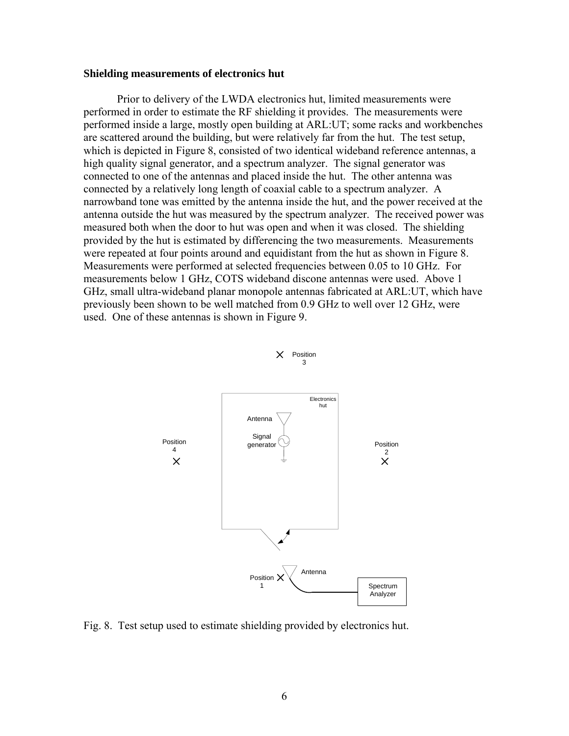**Shielding measurements of electronics hut**

Prior to delivery of the LWDA electronics hut, limited measurements were performed in order to estimate the RF shielding it provides. The measurements were performed inside a large, mostly open building at ARL:UT; some racks and workbenches are scattered around the building, but were relatively far from the hut. The test setup, which is depicted in Figure 8, consisted of two identical wideband reference antennas, a high quality signal generator, and a spectrum analyzer. The signal generator was connected to one of the antennas and placed inside the hut. The other antenna was connected by a relatively long length of coaxial cable to a spectrum analyzer. A narrowband tone was emitted by the antenna inside the hut, and the power received at the antenna outside the hut was measured by the spectrum analyzer. The received power was measured both when the door to hut was open and when it was closed. The shielding provided by the hut is estimated by differencing the two measurements. Measurements were repeated at four points around and equidistant from the hut as shown in Figure 8. Measurements were performed at selected frequencies between 0.05 to 10 GHz. For measurements below 1 GHz, COTS wideband discone antennas were used. Above 1 GHz, small ultra-wideband planar monopole antennas fabricated at ARL:UT, which have previously been shown to be well matched from 0.9 GHz to well over 12 GHz, were used. One of these antennas is shown in Figure 9.

Fig. 8. Test setup used to estimate shielding provided by electronics hut.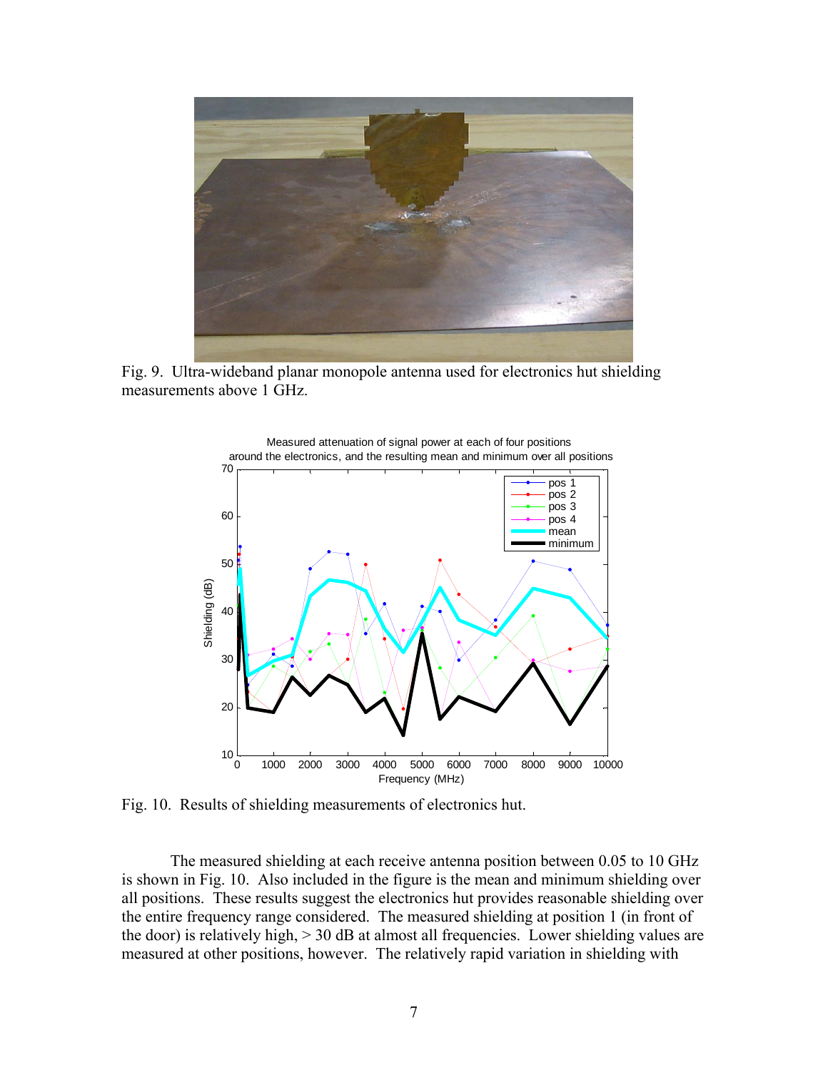Fig. 9. Ultra-wideband planar monopole antenna used for electronics hut shielding measurements above 1 GHz.

Fig. 10. Results of shielding measurements of electronics hut.

The measured shielding at each receive antenna position between 0.05 to 10 GHz is shown in Fig. 10. Also included in the figure is the mean and minimum shielding over all positions. These results suggest the electronics hut provides reasonable shielding over the entire frequency range considered. The measured shielding at position 1 (in front of the door) is relatively high, > 30 dB at almost all frequencies. Lower shielding values are measured at other positions, however. The relatively rapid variation in shielding with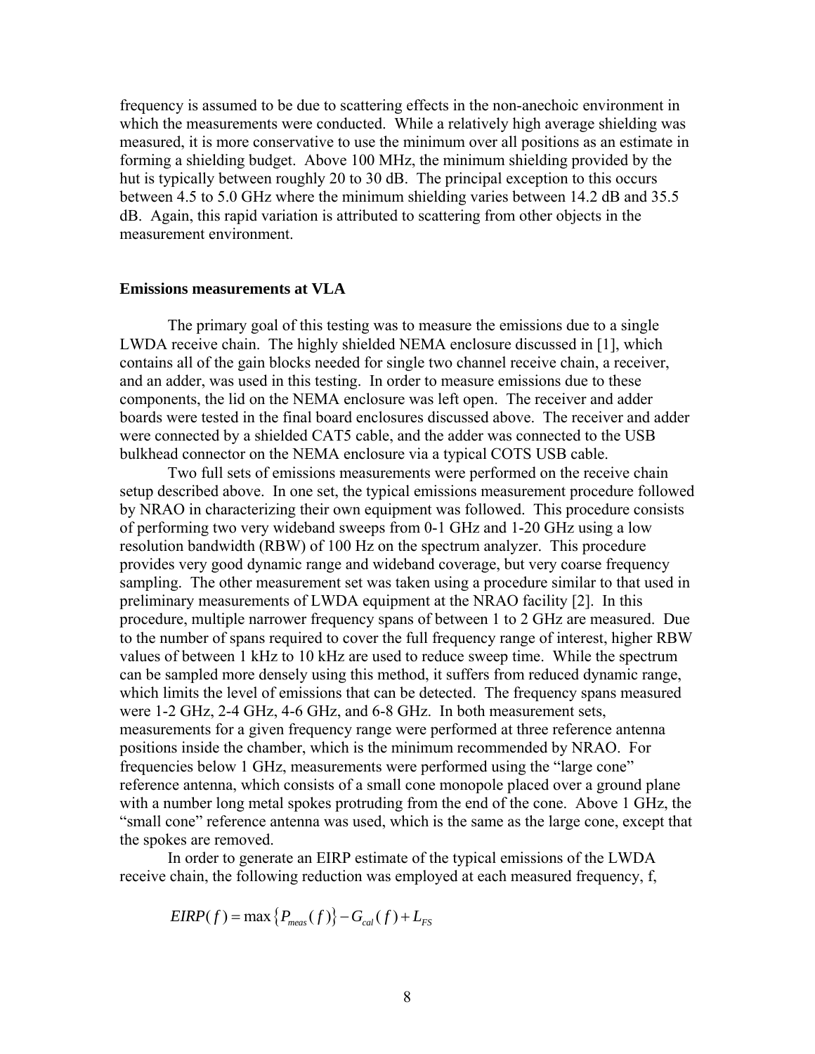frequency is assumed to be due to scattering effects in the non-anechoic environment in which the measurements were conducted. While a relatively high average shielding was measured, it is more conservative to use the minimum over all positions as an estimate in forming a shielding budget. Above 100 MHz, the minimum shielding provided by the hut is typically between roughly 20 to 30 dB. The principal exception to this occurs between 4.5 to 5.0 GHz where the minimum shielding varies between 14.2 dB and 35.5 dB. Again, this rapid variation is attributed to scattering from other objects in the measurement environment.

### Emissions measurements at VLA

The primary goal of this testing was to measure the emissions due to a single LWDA receive chain. The highly shielded NEMA enclosure discussed in [1], which contains all of the gain blocks needed for single two channel receive chain, a receiver, and an adder, was used in this testing. In order to measure emissions due to these components, the lid on the NEMA enclosure was left open. The receiver and adder boards were tested in the final board enclosures discussed above. The receiver and adder were connected by a shielded CAT5 cable, and the adder was connected to the USB bulkhead connector on the NEMA enclosure via a typical COTS USB cable.

Two full sets of emissions measurements were performed on the receive chain setup described above. In one set, the typical emissions measurement procedure followed by NRAO in characterizing their own equipment was followed. This procedure consists of performing two very wideband sweeps from 0-1 GHz and 1-20 GHz using a low resolution bandwidth (RBW) of 100 Hz on the spectrum analyzer. This procedure provides very good dynamic range and wideband coverage, but very coarse frequency sampling. The other measurement set was taken using a procedure similar to that used in preliminary measurements of LWDA equipment at the NRAO facility [2]. In this procedure, multiple narrower frequency spans of between 1 to 2 GHz are measured. Due to the number of spans required to cover the full frequency range of interest, higher RBW values of between 1 kHz to 10 kHz are used to reduce sweep time. While the spectrum can be sampled more densely using this method, it suffers from reduced dynamic range, which limits the level of emissions that can be detected. The frequency spans measured were 1-2 GHz, 2-4 GHz, 4-6 GHz, and 6-8 GHz. In both measurement sets, measurements for a given frequency range were performed at three reference antenna positions inside the chamber, which is the minimum recommended by NRAO. For frequencies below 1 GHz, measurements were performed using the "large cone" reference antenna, which consists of a small cone monopole placed over a ground plane with a number long metal spokes protruding from the end of the cone. Above 1 GHz, the "small cone" reference antenna was used, which is the same as the large cone, except that the spokes are removed.

In order to generate an EIRP estimate of the typical emissions of the LWDA receive chain, the following reduction was employed at each measured frequency, f,

$$EIRP(f) = \max\left\{P_{meas}(f)\right\} - G_{cal}(f) + L_{FS}$$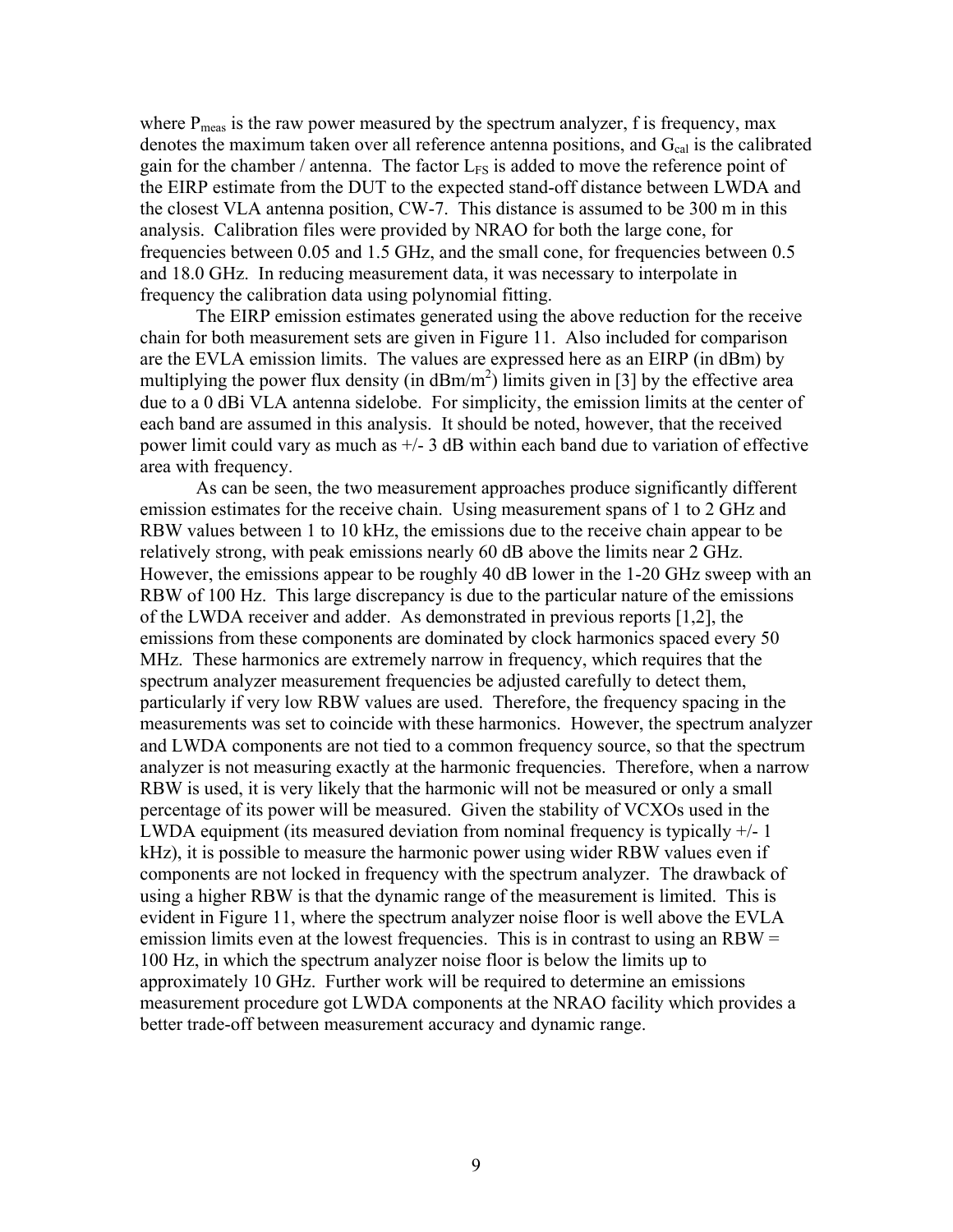where $P_{meas}$ is the raw power measured by the spectrum analyzer, f is frequency, max denotes the maximum taken over all reference antenna positions, and $G_{cal}$ is the calibrated gain for the chamber / antenna. The factor $L_{FS}$ is added to move the reference point of the EIRP estimate from the DUT to the expected stand-off distance between LWDA and the closest VLA antenna position, CW-7. This distance is assumed to be 300 m in this analysis. Calibration files were provided by NRAO for both the large cone, for frequencies between 0.05 and 1.5 GHz, and the small cone, for frequencies between 0.5 and 18.0 GHz. In reducing measurement data, it was necessary to interpolate in frequency the calibration data using polynomial fitting.

The EIRP emission estimates generated using the above reduction for the receive chain for both measurement sets are given in Figure 11. Also included for comparison are the EVLA emission limits. The values are expressed here as an EIRP (in dBm) by multiplying the power flux density (in dBm/m$^2$) limits given in [3] by the effective area due to a 0 dBi VLA antenna sidelobe. For simplicity, the emission limits at the center of each band are assumed in this analysis. It should be noted, however, that the received power limit could vary as much as +/- 3 dB within each band due to variation of effective area with frequency.

As can be seen, the two measurement approaches produce significantly different emission estimates for the receive chain. Using measurement spans of 1 to 2 GHz and RBW values between 1 to 10 kHz, the emissions due to the receive chain appear to be relatively strong, with peak emissions nearly 60 dB above the limits near 2 GHz. However, the emissions appear to be roughly 40 dB lower in the 1-20 GHz sweep with an RBW of 100 Hz. This large discrepancy is due to the particular nature of the emissions of the LWDA receiver and adder. As demonstrated in previous reports [1,2], the emissions from these components are dominated by clock harmonics spaced every 50 MHz. These harmonics are extremely narrow in frequency, which requires that the spectrum analyzer measurement frequencies be adjusted carefully to detect them, particularly if very low RBW values are used. Therefore, the frequency spacing in the measurements was set to coincide with these harmonics. However, the spectrum analyzer and LWDA components are not tied to a common frequency source, so that the spectrum analyzer is not measuring exactly at the harmonic frequencies. Therefore, when a narrow RBW is used, it is very likely that the harmonic will not be measured or only a small percentage of its power will be measured. Given the stability of VCXOs used in the LWDA equipment (its measured deviation from nominal frequency is typically +/- 1 kHz), it is possible to measure the harmonic power using wider RBW values even if components are not locked in frequency with the spectrum analyzer. The drawback of using a higher RBW is that the dynamic range of the measurement is limited. This is evident in Figure 11, where the spectrum analyzer noise floor is well above the EVLA emission limits even at the lowest frequencies. This is in contrast to using an RBW = 100 Hz, in which the spectrum analyzer noise floor is below the limits up to approximately 10 GHz. Further work will be required to determine an emissions measurement procedure got LWDA components at the NRAO facility which provides a better trade-off between measurement accuracy and dynamic range.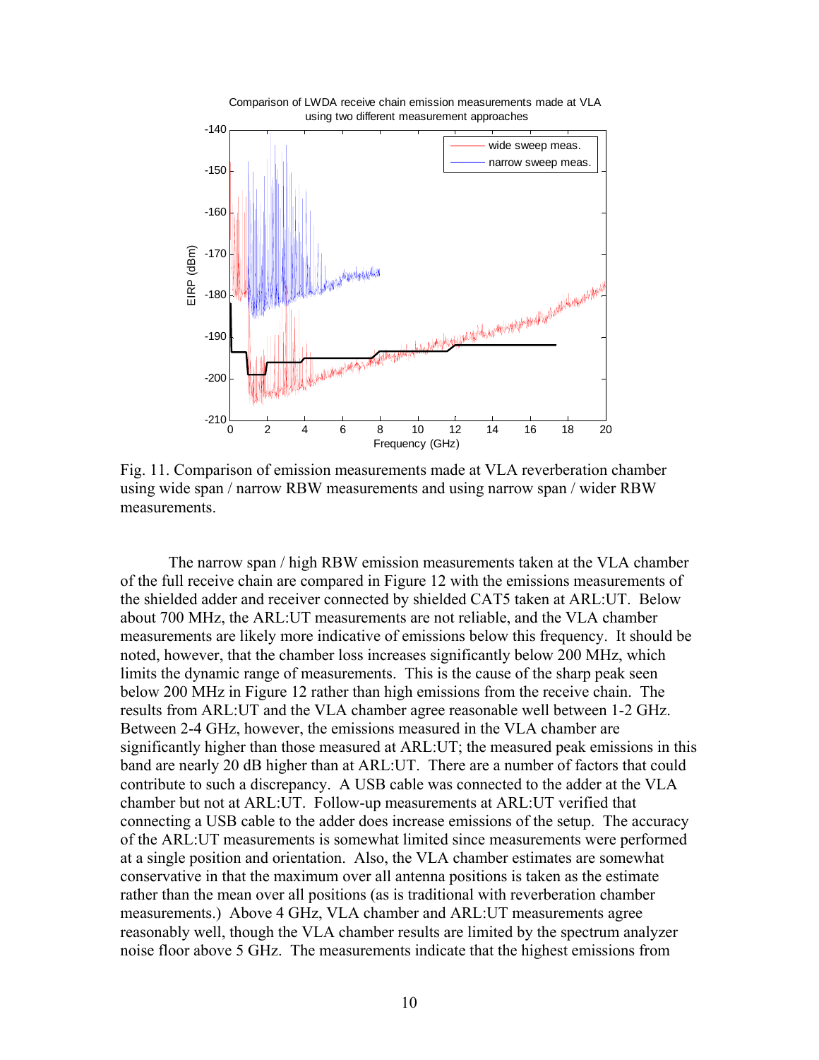Fig. 11. Comparison of emission measurements made at VLA reverberation chamber using wide span / narrow RBW measurements and using narrow span / wider RBW measurements.

The narrow span / high RBW emission measurements taken at the VLA chamber of the full receive chain are compared in Figure 12 with the emissions measurements of the shielded adder and receiver connected by shielded CAT5 taken at ARL:UT. Below about 700 MHz, the ARL:UT measurements are not reliable, and the VLA chamber measurements are likely more indicative of emissions below this frequency. It should be noted, however, that the chamber loss increases significantly below 200 MHz, which limits the dynamic range of measurements. This is the cause of the sharp peak seen below 200 MHz in Figure 12 rather than high emissions from the receive chain. The results from ARL:UT and the VLA chamber agree reasonable well between 1-2 GHz. Between 2-4 GHz, however, the emissions measured in the VLA chamber are significantly higher than those measured at ARL:UT; the measured peak emissions in this band are nearly 20 dB higher than at ARL:UT. There are a number of factors that could contribute to such a discrepancy. A USB cable was connected to the adder at the VLA chamber but not at ARL:UT. Follow-up measurements at ARL:UT verified that connecting a USB cable to the adder does increase emissions of the setup. The accuracy of the ARL:UT measurements is somewhat limited since measurements were performed at a single position and orientation. Also, the VLA chamber estimates are somewhat conservative in that the maximum over all antenna positions is taken as the estimate rather than the mean over all positions (as is traditional with reverberation chamber measurements.) Above 4 GHz, VLA chamber and ARL:UT measurements agree reasonably well, though the VLA chamber results are limited by the spectrum analyzer noise floor above 5 GHz. The measurements indicate that the highest emissions from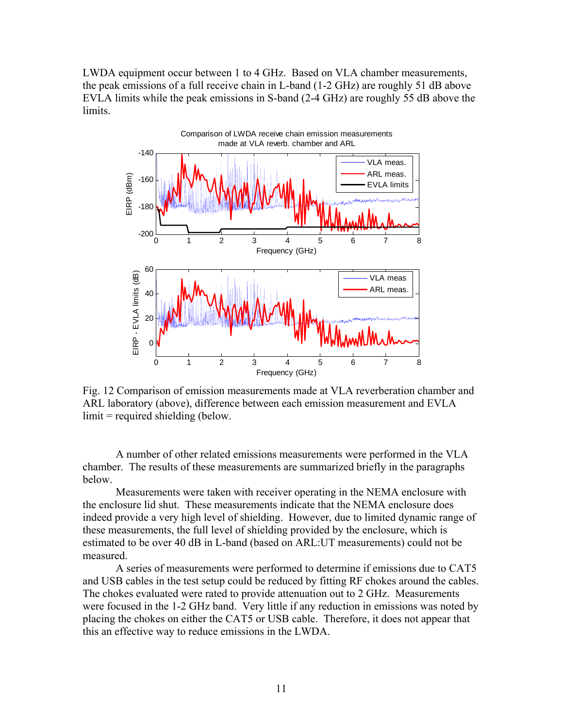LWDA equipment occur between 1 to 4 GHz. Based on VLA chamber measurements, the peak emissions of a full receive chain in L-band (1-2 GHz) are roughly 51 dB above EVLA limits while the peak emissions in S-band (2-4 GHz) are roughly 55 dB above the limits.

Fig. 12 Comparison of emission measurements made at VLA reverberation chamber and ARL laboratory (above), difference between each emission measurement and EVLA limit = required shielding (below.

A number of other related emissions measurements were performed in the VLA chamber. The results of these measurements are summarized briefly in the paragraphs below.

Measurements were taken with receiver operating in the NEMA enclosure with the enclosure lid shut. These measurements indicate that the NEMA enclosure does indeed provide a very high level of shielding. However, due to limited dynamic range of these measurements, the full level of shielding provided by the enclosure, which is estimated to be over 40 dB in L-band (based on ARL:UT measurements) could not be measured.

A series of measurements were performed to determine if emissions due to CAT5 and USB cables in the test setup could be reduced by fitting RF chokes around the cables. The chokes evaluated were rated to provide attenuation out to 2 GHz. Measurements were focused in the 1-2 GHz band. Very little if any reduction in emissions was noted by placing the chokes on either the CAT5 or USB cable. Therefore, it does not appear that this an effective way to reduce emissions in the LWDA.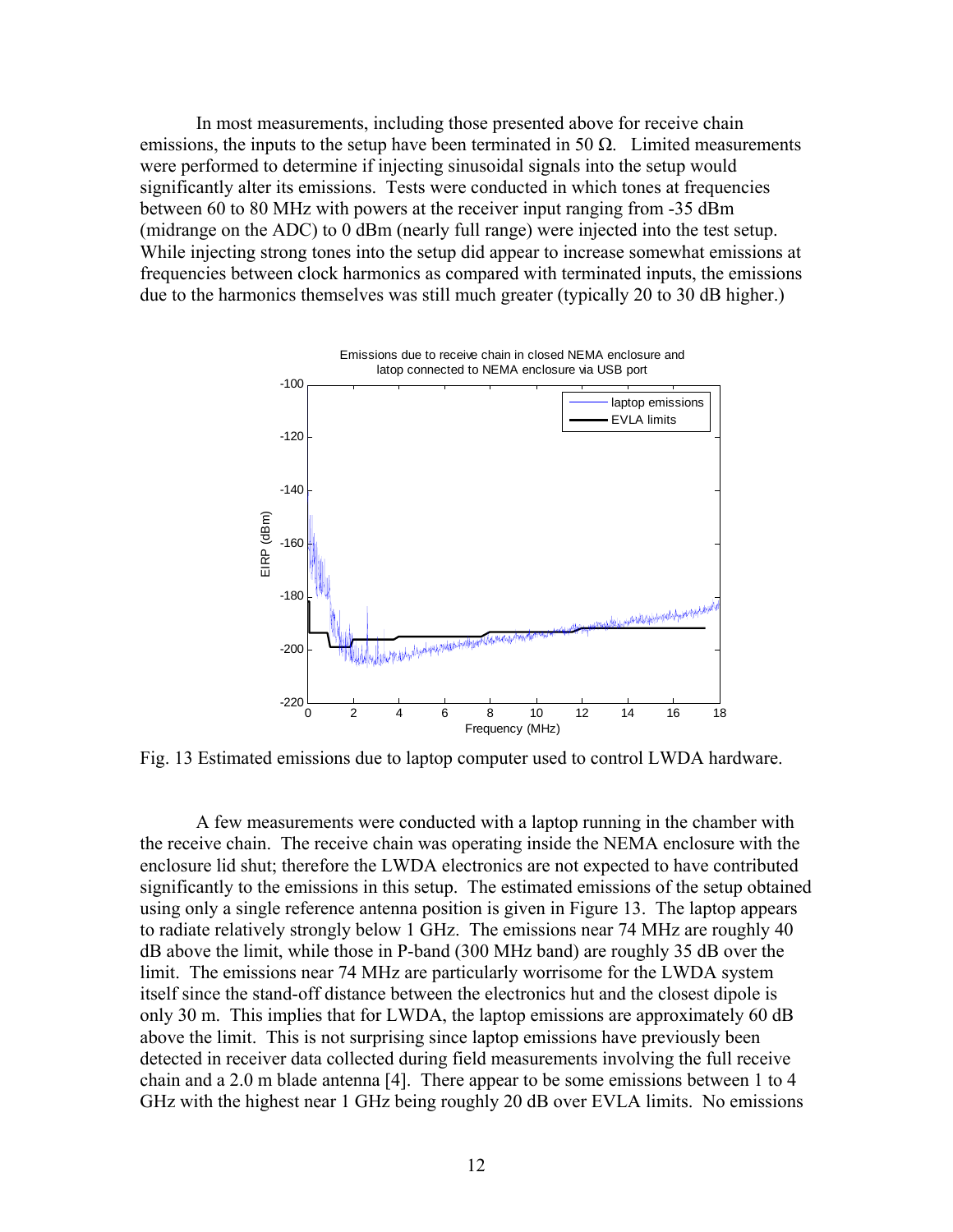In most measurements, including those presented above for receive chain emissions, the inputs to the setup have been terminated in 50 Ω. Limited measurements were performed to determine if injecting sinusoidal signals into the setup would significantly alter its emissions. Tests were conducted in which tones at frequencies between 60 to 80 MHz with powers at the receiver input ranging from -35 dBm (midrange on the ADC) to 0 dBm (nearly full range) were injected into the test setup. While injecting strong tones into the setup did appear to increase somewhat emissions at frequencies between clock harmonics as compared with terminated inputs, the emissions due to the harmonics themselves was still much greater (typically 20 to 30 dB higher.)

Fig. 13 Estimated emissions due to laptop computer used to control LWDA hardware.

A few measurements were conducted with a laptop running in the chamber with the receive chain. The receive chain was operating inside the NEMA enclosure with the enclosure lid shut; therefore the LWDA electronics are not expected to have contributed significantly to the emissions in this setup. The estimated emissions of the setup obtained using only a single reference antenna position is given in Figure 13. The laptop appears to radiate relatively strongly below 1 GHz. The emissions near 74 MHz are roughly 40 dB above the limit, while those in P-band (300 MHz band) are roughly 35 dB over the limit. The emissions near 74 MHz are particularly worrisome for the LWDA system itself since the stand-off distance between the electronics hut and the closest dipole is only 30 m. This implies that for LWDA, the laptop emissions are approximately 60 dB above the limit. This is not surprising since laptop emissions have previously been detected in receiver data collected during field measurements involving the full receive chain and a 2.0 m blade antenna [4]. There appear to be some emissions between 1 to 4 GHz with the highest near 1 GHz being roughly 20 dB over EVLA limits. No emissions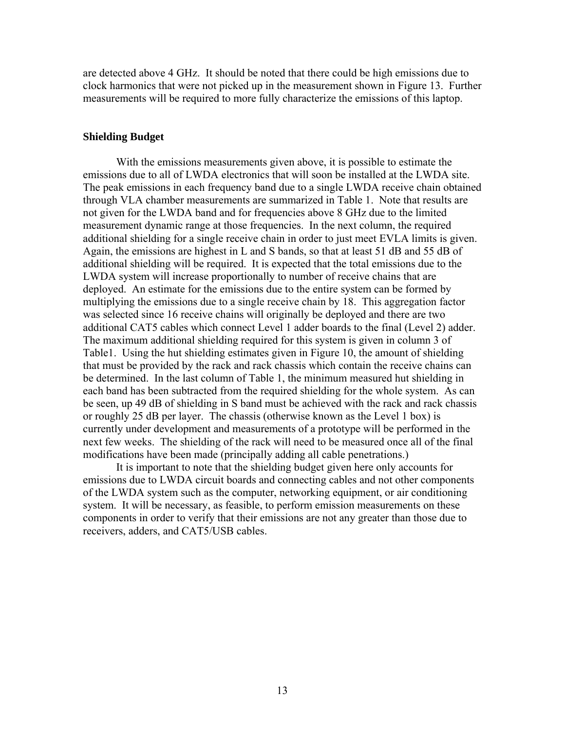are detected above 4 GHz. It should be noted that there could be high emissions due to clock harmonics that were not picked up in the measurement shown in Figure 13. Further measurements will be required to more fully characterize the emissions of this laptop.

## Shielding Budget

With the emissions measurements given above, it is possible to estimate the emissions due to all of LWDA electronics that will soon be installed at the LWDA site. The peak emissions in each frequency band due to a single LWDA receive chain obtained through VLA chamber measurements are summarized in Table 1. Note that results are not given for the LWDA band and for frequencies above 8 GHz due to the limited measurement dynamic range at those frequencies. In the next column, the required additional shielding for a single receive chain in order to just meet EVLA limits is given. Again, the emissions are highest in L and S bands, so that at least 51 dB and 55 dB of additional shielding will be required. It is expected that the total emissions due to the LWDA system will increase proportionally to number of receive chains that are deployed. An estimate for the emissions due to the entire system can be formed by multiplying the emissions due to a single receive chain by 18. This aggregation factor was selected since 16 receive chains will originally be deployed and there are two additional CAT5 cables which connect Level 1 adder boards to the final (Level 2) adder. The maximum additional shielding required for this system is given in column 3 of Table1. Using the hut shielding estimates given in Figure 10, the amount of shielding that must be provided by the rack and rack chassis which contain the receive chains can be determined. In the last column of Table 1, the minimum measured hut shielding in each band has been subtracted from the required shielding for the whole system. As can be seen, up 49 dB of shielding in S band must be achieved with the rack and rack chassis or roughly 25 dB per layer. The chassis (otherwise known as the Level 1 box) is currently under development and measurements of a prototype will be performed in the next few weeks. The shielding of the rack will need to be measured once all of the final modifications have been made (principally adding all cable penetrations.)

It is important to note that the shielding budget given here only accounts for emissions due to LWDA circuit boards and connecting cables and not other components of the LWDA system such as the computer, networking equipment, or air conditioning system. It will be necessary, as feasible, to perform emission measurements on these components in order to verify that their emissions are not any greater than those due to receivers, adders, and CAT5/USB cables.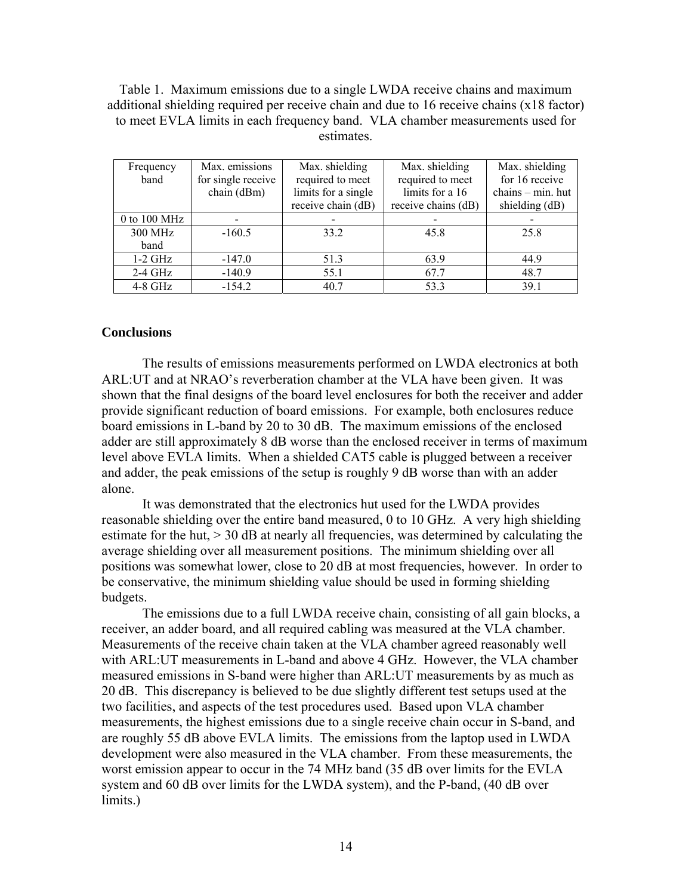Table 1. Maximum emissions due to a single LWDA receive chains and maximum additional shielding required per receive chain and due to 16 receive chains (x18 factor) to meet EVLA limits in each frequency band. VLA chamber measurements used for estimates.

| Frequency band | Max. emissions for single receive chain (dBm) | Max. shielding required to meet limits for a single receive chain (dB) | Max. shielding required to meet limits for a 16 receive chains (dB) | Max. shielding for 16 receive chains – min. hut shielding (dB) |
|---|---|---|---|---|
| 0 to 100 MHz | - | - | - | - |
| 300 MHz band | -160.5 | 33.2 | 45.8 | 25.8 |
| 1-2 GHz | -147.0 | 51.3 | 63.9 | 44.9 |
| 2-4 GHz | -140.9 | 55.1 | 67.7 | 48.7 |
| 4-8 GHz | -154.2 | 40.7 | 53.3 | 39.1 |

**Conclusions**

The results of emissions measurements performed on LWDA electronics at both ARL:UT and at NRAO's reverberation chamber at the VLA have been given. It was shown that the final designs of the board level enclosures for both the receiver and adder provide significant reduction of board emissions. For example, both enclosures reduce board emissions in L-band by 20 to 30 dB. The maximum emissions of the enclosed adder are still approximately 8 dB worse than the enclosed receiver in terms of maximum level above EVLA limits. When a shielded CAT5 cable is plugged between a receiver and adder, the peak emissions of the setup is roughly 9 dB worse than with an adder alone.

It was demonstrated that the electronics hut used for the LWDA provides reasonable shielding over the entire band measured, 0 to 10 GHz. A very high shielding estimate for the hut, > 30 dB at nearly all frequencies, was determined by calculating the average shielding over all measurement positions. The minimum shielding over all positions was somewhat lower, close to 20 dB at most frequencies, however. In order to be conservative, the minimum shielding value should be used in forming shielding budgets.

The emissions due to a full LWDA receive chain, consisting of all gain blocks, a receiver, an adder board, and all required cabling was measured at the VLA chamber. Measurements of the receive chain taken at the VLA chamber agreed reasonably well with ARL:UT measurements in L-band and above 4 GHz. However, the VLA chamber measured emissions in S-band were higher than ARL:UT measurements by as much as 20 dB. This discrepancy is believed to be due slightly different test setups used at the two facilities, and aspects of the test procedures used. Based upon VLA chamber measurements, the highest emissions due to a single receive chain occur in S-band, and are roughly 55 dB above EVLA limits. The emissions from the laptop used in LWDA development were also measured in the VLA chamber. From these measurements, the worst emission appear to occur in the 74 MHz band (35 dB over limits for the EVLA system and 60 dB over limits for the LWDA system), and the P-band, (40 dB over limits.)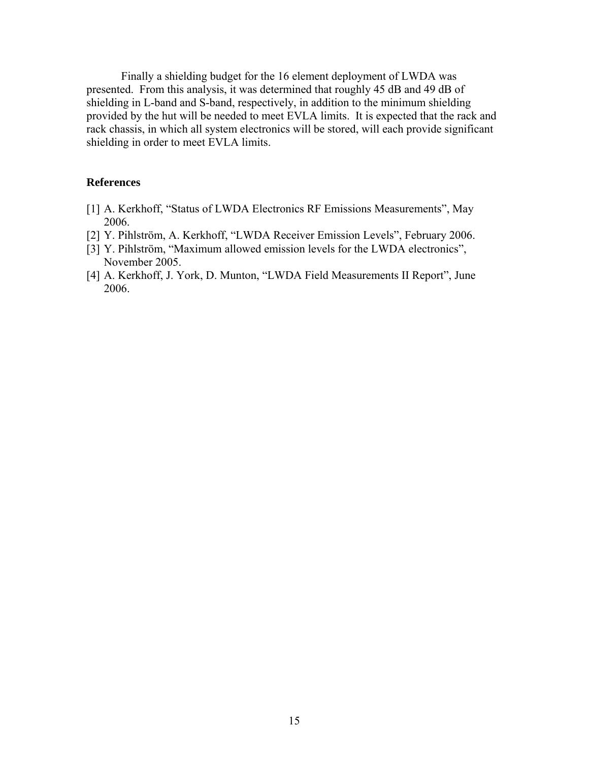Finally a shielding budget for the 16 element deployment of LWDA was presented. From this analysis, it was determined that roughly 45 dB and 49 dB of shielding in L-band and S-band, respectively, in addition to the minimum shielding provided by the hut will be needed to meet EVLA limits. It is expected that the rack and rack chassis, in which all system electronics will be stored, will each provide significant shielding in order to meet EVLA limits.

## References

[1] A. Kerkhoff, "Status of LWDA Electronics RF Emissions Measurements", May 2006.

[2] Y. Pihlström, A. Kerkhoff, "LWDA Receiver Emission Levels", February 2006.

[3] Y. Pihlström, "Maximum allowed emission levels for the LWDA electronics", November 2005.

[4] A. Kerkhoff, J. York, D. Munton, "LWDA Field Measurements II Report", June 2006.